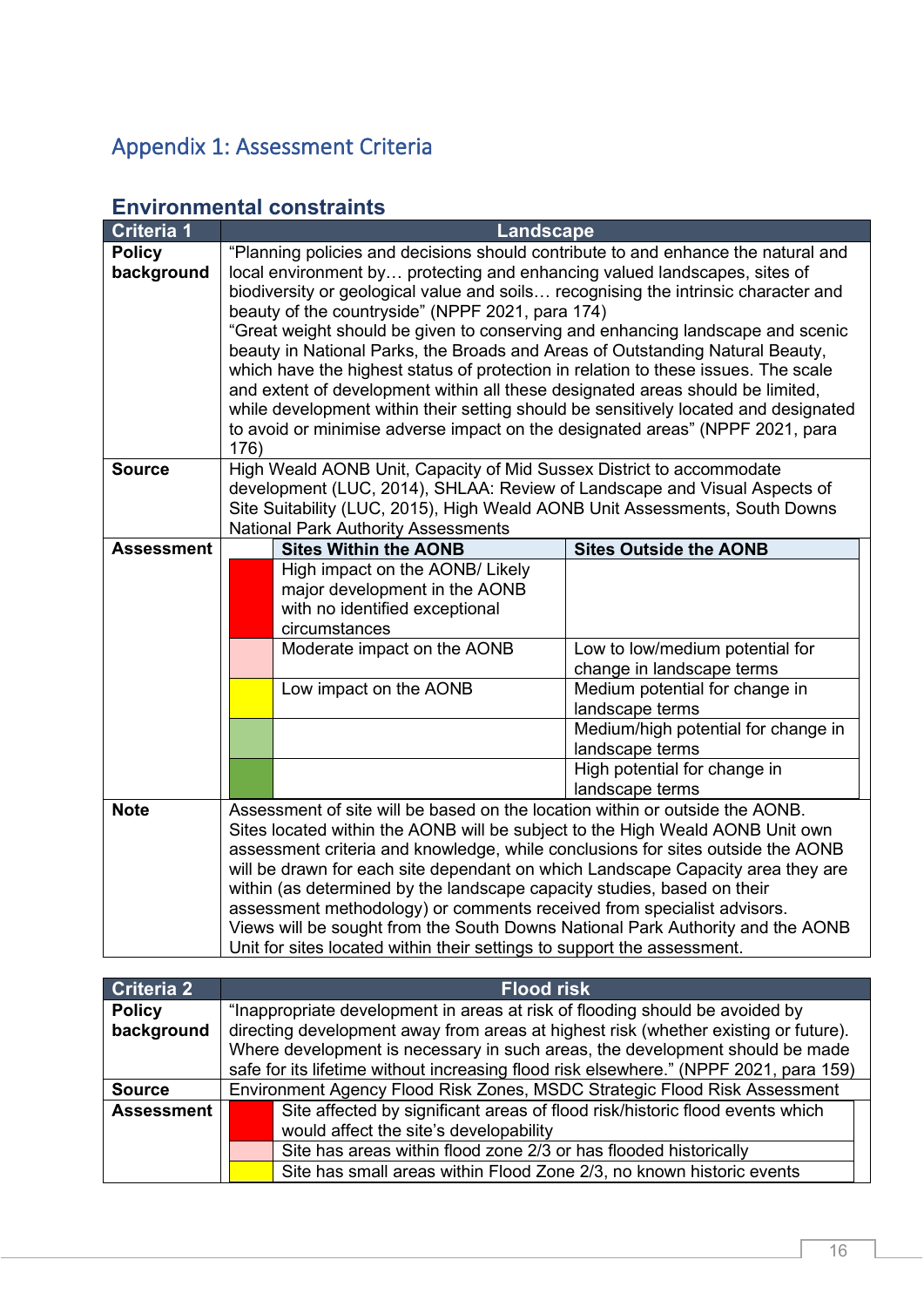# Appendix 1: Assessment Criteria

## Environmental constraints

| Criteria 1 | Landscape | | |
|---|---|---|---|
| **Policy background** | "Planning policies and decisions should contribute to and enhance the natural and local environment by… protecting and enhancing valued landscapes, sites of biodiversity or geological value and soils… recognising the intrinsic character and beauty of the countryside" (NPPF 2021, para 174)<br>"Great weight should be given to conserving and enhancing landscape and scenic beauty in National Parks, the Broads and Areas of Outstanding Natural Beauty, which have the highest status of protection in relation to these issues. The scale and extent of development within all these designated areas should be limited, while development within their setting should be sensitively located and designated to avoid or minimise adverse impact on the designated areas" (NPPF 2021, para 176) | | |
| **Source** | High Weald AONB Unit, Capacity of Mid Sussex District to accommodate development (LUC, 2014), SHLAA: Review of Landscape and Visual Aspects of Site Suitability (LUC, 2015), High Weald AONB Unit Assessments, South Downs National Park Authority Assessments | | |
| **Assessment** | | **Sites Within the AONB** | **Sites Outside the AONB** |
| | Red | High impact on the AONB/ Likely major development in the AONB with no identified exceptional circumstances | |
| | Pink | Moderate impact on the AONB | Low to low/medium potential for change in landscape terms |
| | Yellow | Low impact on the AONB | Medium potential for change in landscape terms |
| | Light green | | Medium/high potential for change in landscape terms |
| | Dark green | | High potential for change in landscape terms |
| **Note** | Assessment of site will be based on the location within or outside the AONB. Sites located within the AONB will be subject to the High Weald AONB Unit own assessment criteria and knowledge, while conclusions for sites outside the AONB will be drawn for each site dependant on which Landscape Capacity area they are within (as determined by the landscape capacity studies, based on their assessment methodology) or comments received from specialist advisors.<br>Views will be sought from the South Downs National Park Authority and the AONB Unit for sites located within their settings to support the assessment. | | |

| Criteria 2 | Flood risk | |
|---|---|---|
| **Policy background** | "Inappropriate development in areas at risk of flooding should be avoided by directing development away from areas at highest risk (whether existing or future). Where development is necessary in such areas, the development should be made safe for its lifetime without increasing flood risk elsewhere." (NPPF 2021, para 159) | |
| **Source** | Environment Agency Flood Risk Zones, MSDC Strategic Flood Risk Assessment | |
| **Assessment** | Red | Site affected by significant areas of flood risk/historic flood events which would affect the site's developability |
| | Pink | Site has areas within flood zone 2/3 or has flooded historically |
| | Yellow | Site has small areas within Flood Zone 2/3, no known historic events |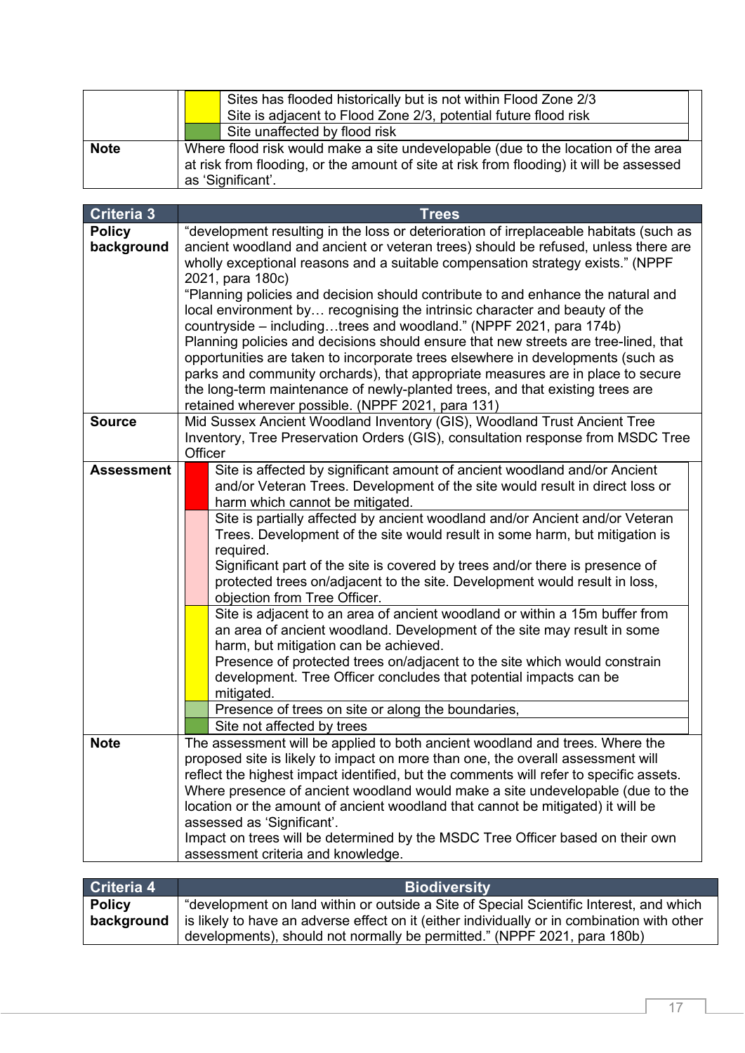| | | |
|---|---|---|
| | (yellow) | Sites has flooded historically but is not within Flood Zone 2/3<br>Site is adjacent to Flood Zone 2/3, potential future flood risk |
| | (green) | Site unaffected by flood risk |
| **Note** | Where flood risk would make a site undevelopable (due to the location of the area at risk from flooding, or the amount of site at risk from flooding) it will be assessed as 'Significant'. | |

| **Criteria 3** | **Trees** | |
|---|---|---|
| **Policy background** | "development resulting in the loss or deterioration of irreplaceable habitats (such as ancient woodland and ancient or veteran trees) should be refused, unless there are wholly exceptional reasons and a suitable compensation strategy exists." (NPPF 2021, para 180c)<br>"Planning policies and decision should contribute to and enhance the natural and local environment by… recognising the intrinsic character and beauty of the countryside – including…trees and woodland." (NPPF 2021, para 174b)<br>Planning policies and decisions should ensure that new streets are tree-lined, that opportunities are taken to incorporate trees elsewhere in developments (such as parks and community orchards), that appropriate measures are in place to secure the long-term maintenance of newly-planted trees, and that existing trees are retained wherever possible. (NPPF 2021, para 131) | |
| **Source** | Mid Sussex Ancient Woodland Inventory (GIS), Woodland Trust Ancient Tree Inventory, Tree Preservation Orders (GIS), consultation response from MSDC Tree Officer | |
| **Assessment** | (red) | Site is affected by significant amount of ancient woodland and/or Ancient and/or Veteran Trees. Development of the site would result in direct loss or harm which cannot be mitigated. |
| | (pink) | Site is partially affected by ancient woodland and/or Ancient and/or Veteran Trees. Development of the site would result in some harm, but mitigation is required.<br>Significant part of the site is covered by trees and/or there is presence of protected trees on/adjacent to the site. Development would result in loss, objection from Tree Officer. |
| | (yellow) | Site is adjacent to an area of ancient woodland or within a 15m buffer from an area of ancient woodland. Development of the site may result in some harm, but mitigation can be achieved.<br>Presence of protected trees on/adjacent to the site which would constrain development. Tree Officer concludes that potential impacts can be mitigated. |
| | (light green) | Presence of trees on site or along the boundaries, |
| | (green) | Site not affected by trees |
| **Note** | The assessment will be applied to both ancient woodland and trees. Where the proposed site is likely to impact on more than one, the overall assessment will reflect the highest impact identified, but the comments will refer to specific assets.<br>Where presence of ancient woodland would make a site undevelopable (due to the location or the amount of ancient woodland that cannot be mitigated) it will be assessed as 'Significant'.<br>Impact on trees will be determined by the MSDC Tree Officer based on their own assessment criteria and knowledge. | |

| **Criteria 4** | **Biodiversity** |
|---|---|
| **Policy background** | "development on land within or outside a Site of Special Scientific Interest, and which is likely to have an adverse effect on it (either individually or in combination with other developments), should not normally be permitted." (NPPF 2021, para 180b) |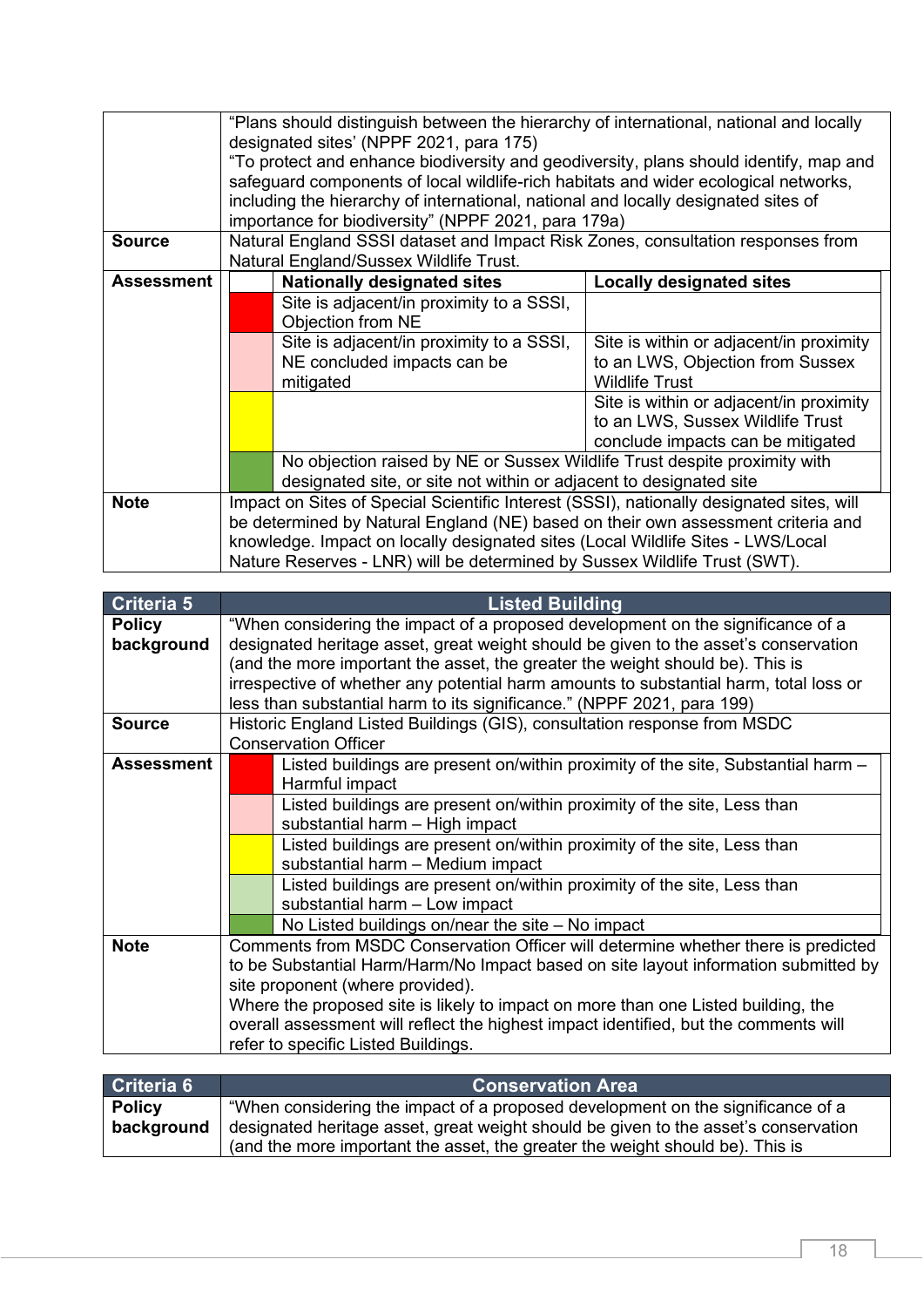| | |
|---|---|
| | "Plans should distinguish between the hierarchy of international, national and locally designated sites' (NPPF 2021, para 175)<br>"To protect and enhance biodiversity and geodiversity, plans should identify, map and safeguard components of local wildlife-rich habitats and wider ecological networks, including the hierarchy of international, national and locally designated sites of importance for biodiversity" (NPPF 2021, para 179a) |
| **Source** | Natural England SSSI dataset and Impact Risk Zones, consultation responses from Natural England/Sussex Wildlife Trust. |
| **Assessment** | See table below |
| **Note** | Impact on Sites of Special Scientific Interest (SSSI), nationally designated sites, will be determined by Natural England (NE) based on their own assessment criteria and knowledge. Impact on locally designated sites (Local Wildlife Sites - LWS/Local Nature Reserves - LNR) will be determined by Sussex Wildlife Trust (SWT). |

| Rating | Nationally designated sites | Locally designated sites |
|---|---|---|
| Red | Site is adjacent/in proximity to a SSSI, Objection from NE | |
| Pink | Site is adjacent/in proximity to a SSSI, NE concluded impacts can be mitigated | Site is within or adjacent/in proximity to an LWS, Objection from Sussex Wildlife Trust |
| Yellow | | Site is within or adjacent/in proximity to an LWS, Sussex Wildlife Trust conclude impacts can be mitigated |
| Green | No objection raised by NE or Sussex Wildlife Trust despite proximity with designated site, or site not within or adjacent to designated site | |

| Criteria 5 | Listed Building |
|---|---|
| **Policy background** | "When considering the impact of a proposed development on the significance of a designated heritage asset, great weight should be given to the asset's conservation (and the more important the asset, the greater the weight should be). This is irrespective of whether any potential harm amounts to substantial harm, total loss or less than substantial harm to its significance." (NPPF 2021, para 199) |
| **Source** | Historic England Listed Buildings (GIS), consultation response from MSDC Conservation Officer |
| **Assessment** | Red: Listed buildings are present on/within proximity of the site, Substantial harm – Harmful impact<br>Pink: Listed buildings are present on/within proximity of the site, Less than substantial harm – High impact<br>Yellow: Listed buildings are present on/within proximity of the site, Less than substantial harm – Medium impact<br>Light green: Listed buildings are present on/within proximity of the site, Less than substantial harm – Low impact<br>Green: No Listed buildings on/near the site – No impact |
| **Note** | Comments from MSDC Conservation Officer will determine whether there is predicted to be Substantial Harm/Harm/No Impact based on site layout information submitted by site proponent (where provided).<br>Where the proposed site is likely to impact on more than one Listed building, the overall assessment will reflect the highest impact identified, but the comments will refer to specific Listed Buildings. |

| Criteria 6 | Conservation Area |
|---|---|
| **Policy background** | "When considering the impact of a proposed development on the significance of a designated heritage asset, great weight should be given to the asset's conservation (and the more important the asset, the greater the weight should be). This is |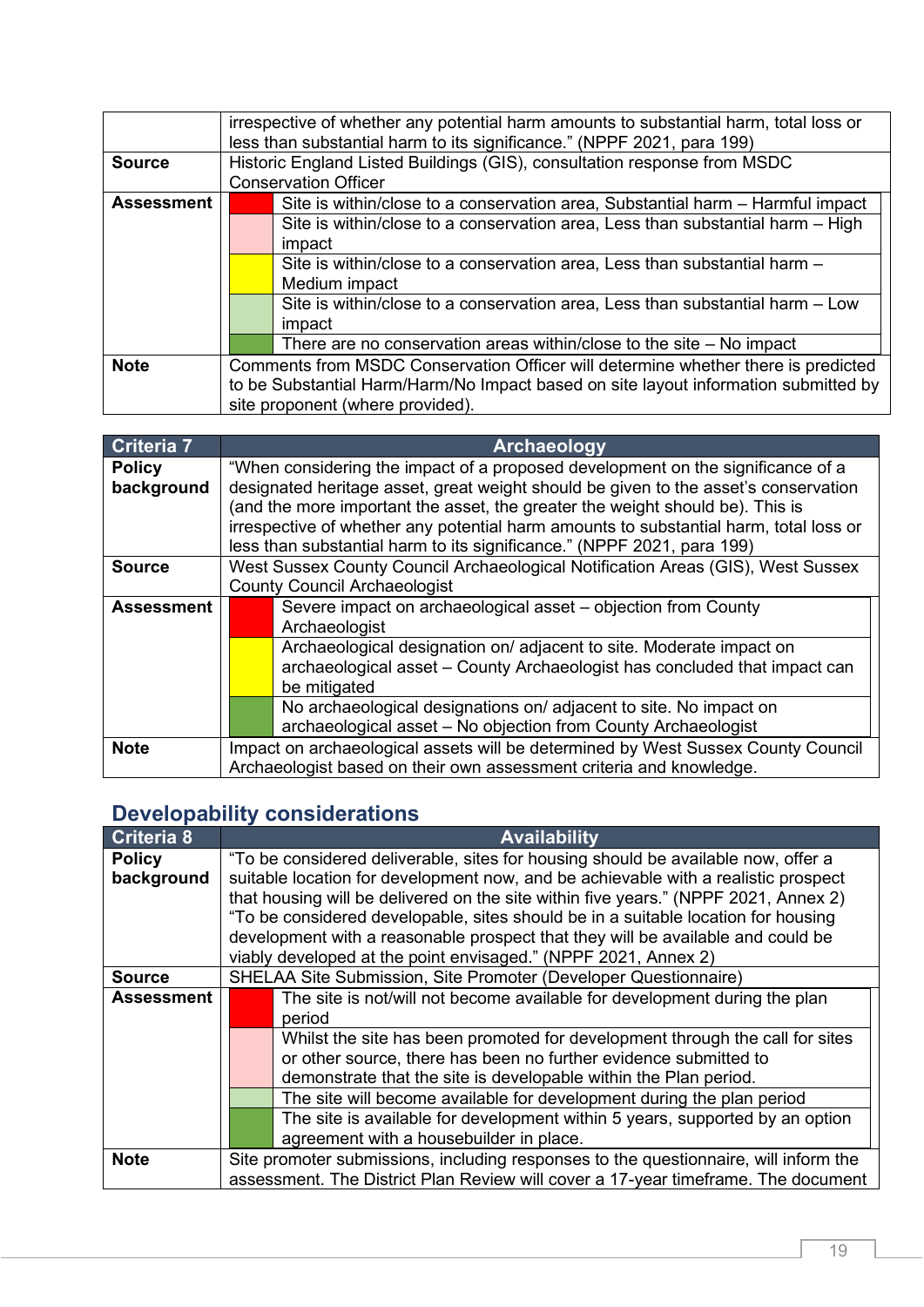| | |
|---|---|
| | irrespective of whether any potential harm amounts to substantial harm, total loss or less than substantial harm to its significance.” (NPPF 2021, para 199) |
| **Source** | Historic England Listed Buildings (GIS), consultation response from MSDC Conservation Officer |
| **Assessment** | (Red) Site is within/close to a conservation area, Substantial harm – Harmful impact |
| | (Pink) Site is within/close to a conservation area, Less than substantial harm – High impact |
| | (Yellow) Site is within/close to a conservation area, Less than substantial harm – Medium impact |
| | (Light green) Site is within/close to a conservation area, Less than substantial harm – Low impact |
| | (Green) There are no conservation areas within/close to the site – No impact |
| **Note** | Comments from MSDC Conservation Officer will determine whether there is predicted to be Substantial Harm/Harm/No Impact based on site layout information submitted by site proponent (where provided). |

| Criteria 7 | Archaeology |
|---|---|
| **Policy background** | “When considering the impact of a proposed development on the significance of a designated heritage asset, great weight should be given to the asset’s conservation (and the more important the asset, the greater the weight should be). This is irrespective of whether any potential harm amounts to substantial harm, total loss or less than substantial harm to its significance.” (NPPF 2021, para 199) |
| **Source** | West Sussex County Council Archaeological Notification Areas (GIS), West Sussex County Council Archaeologist |
| **Assessment** | (Red) Severe impact on archaeological asset – objection from County Archaeologist |
| | (Yellow) Archaeological designation on/ adjacent to site. Moderate impact on archaeological asset – County Archaeologist has concluded that impact can be mitigated |
| | (Green) No archaeological designations on/ adjacent to site. No impact on archaeological asset – No objection from County Archaeologist |
| **Note** | Impact on archaeological assets will be determined by West Sussex County Council Archaeologist based on their own assessment criteria and knowledge. |

## Developability considerations

| Criteria 8 | Availability |
|---|---|
| **Policy background** | “To be considered deliverable, sites for housing should be available now, offer a suitable location for development now, and be achievable with a realistic prospect that housing will be delivered on the site within five years.” (NPPF 2021, Annex 2) “To be considered developable, sites should be in a suitable location for housing development with a reasonable prospect that they will be available and could be viably developed at the point envisaged.” (NPPF 2021, Annex 2) |
| **Source** | SHELAA Site Submission, Site Promoter (Developer Questionnaire) |
| **Assessment** | (Red) The site is not/will not become available for development during the plan period |
| | (Pink) Whilst the site has been promoted for development through the call for sites or other source, there has been no further evidence submitted to demonstrate that the site is developable within the Plan period. |
| | (Light green) The site will become available for development during the plan period |
| | (Green) The site is available for development within 5 years, supported by an option agreement with a housebuilder in place. |
| **Note** | Site promoter submissions, including responses to the questionnaire, will inform the assessment. The District Plan Review will cover a 17-year timeframe. The document |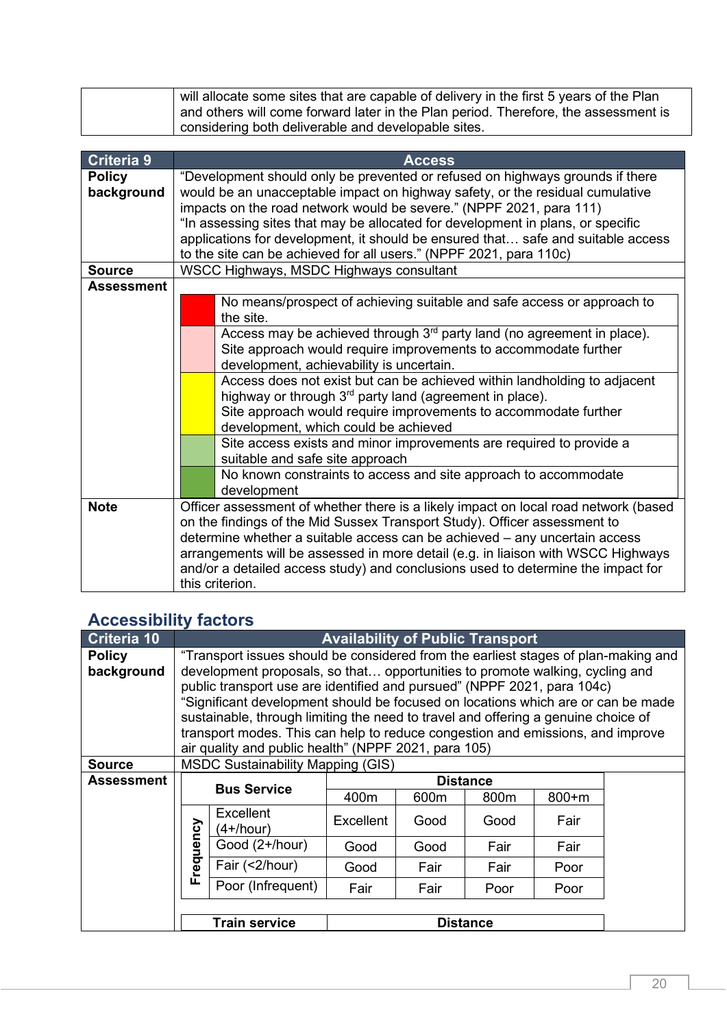| | |
|---|---|
| | will allocate some sites that are capable of delivery in the first 5 years of the Plan and others will come forward later in the Plan period. Therefore, the assessment is considering both deliverable and developable sites. |

| Criteria 9 | Access |
|---|---|
| **Policy background** | "Development should only be prevented or refused on highways grounds if there would be an unacceptable impact on highway safety, or the residual cumulative impacts on the road network would be severe." (NPPF 2021, para 111)<br>"In assessing sites that may be allocated for development in plans, or specific applications for development, it should be ensured that… safe and suitable access to the site can be achieved for all users." (NPPF 2021, para 110c) |
| **Source** | WSCC Highways, MSDC Highways consultant |
| **Assessment** | |

| Rating (colour) | Description |
|---|---|
| Red | No means/prospect of achieving suitable and safe access or approach to the site. |
| Pink | Access may be achieved through 3rd party land (no agreement in place). Site approach would require improvements to accommodate further development, achievability is uncertain. |
| Yellow | Access does not exist but can be achieved within landholding to adjacent highway or through 3rd party land (agreement in place). Site approach would require improvements to accommodate further development, which could be achieved |
| Light green | Site access exists and minor improvements are required to provide a suitable and safe site approach |
| Dark green | No known constraints to access and site approach to accommodate development |

| | |
|---|---|
| **Note** | Officer assessment of whether there is a likely impact on local road network (based on the findings of the Mid Sussex Transport Study). Officer assessment to determine whether a suitable access can be achieved – any uncertain access arrangements will be assessed in more detail (e.g. in liaison with WSCC Highways and/or a detailed access study) and conclusions used to determine the impact for this criterion. |

## Accessibility factors

| Criteria 10 | Availability of Public Transport |
|---|---|
| **Policy background** | "Transport issues should be considered from the earliest stages of plan-making and development proposals, so that… opportunities to promote walking, cycling and public transport use are identified and pursued" (NPPF 2021, para 104c)<br>"Significant development should be focused on locations which are or can be made sustainable, through limiting the need to travel and offering a genuine choice of transport modes. This can help to reduce congestion and emissions, and improve air quality and public health" (NPPF 2021, para 105) |
| **Source** | MSDC Sustainability Mapping (GIS) |
| **Assessment** | |

| Bus Service | | Distance | | | |
|---|---|---|---|---|---|
| | | 400m | 600m | 800m | 800+m |
| Frequency | Excellent (4+/hour) | Excellent | Good | Good | Fair |
| | Good (2+/hour) | Good | Good | Fair | Fair |
| | Fair (<2/hour) | Good | Fair | Fair | Poor |
| | Poor (Infrequent) | Fair | Fair | Poor | Poor |

| Train service | Distance |
|---|---|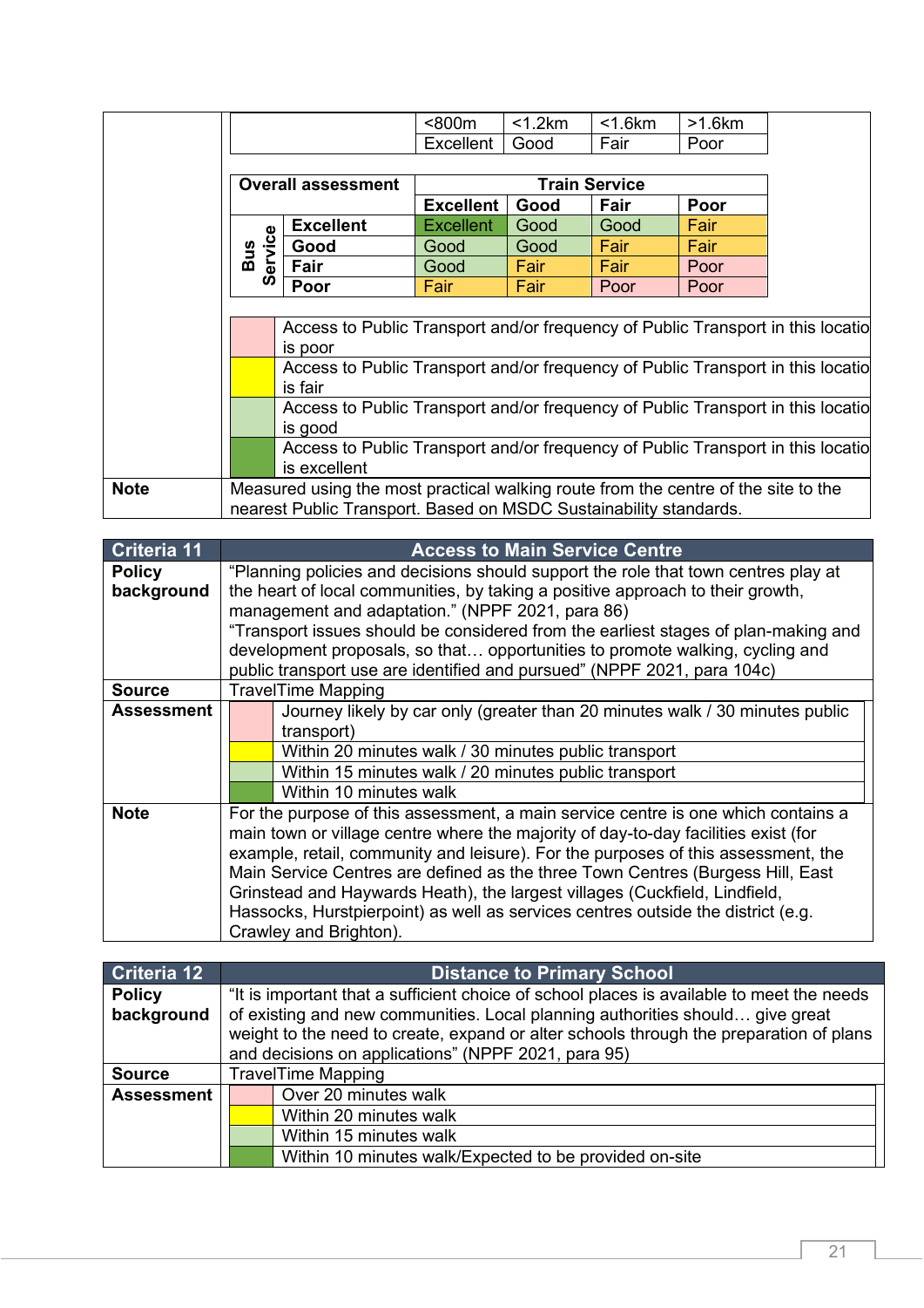| <800m | <1.2km | <1.6km | >1.6km |
|---|---|---|---|
| Excellent | Good | Fair | Poor |

| Overall assessment | | Train Service | | | |
|---|---|---|---|---|---|
| | | Excellent | Good | Fair | Poor |
| Bus Service | Excellent | Excellent | Good | Good | Fair |
| | Good | Good | Good | Fair | Fair |
| | Fair | Good | Fair | Fair | Poor |
| | Poor | Fair | Fair | Poor | Poor |

| Colour | Description |
|---|---|
| (pink) | Access to Public Transport and/or frequency of Public Transport in this locatio is poor |
| (yellow) | Access to Public Transport and/or frequency of Public Transport in this locatio is fair |
| (light green) | Access to Public Transport and/or frequency of Public Transport in this locatio is good |
| (dark green) | Access to Public Transport and/or frequency of Public Transport in this locatio is excellent |

**Note:** Measured using the most practical walking route from the centre of the site to the nearest Public Transport. Based on MSDC Sustainability standards.

| Criteria 11 | Access to Main Service Centre |
|---|---|
| **Policy background** | "Planning policies and decisions should support the role that town centres play at the heart of local communities, by taking a positive approach to their growth, management and adaptation." (NPPF 2021, para 86) "Transport issues should be considered from the earliest stages of plan-making and development proposals, so that… opportunities to promote walking, cycling and public transport use are identified and pursued" (NPPF 2021, para 104c) |
| **Source** | TravelTime Mapping |
| **Assessment** | (pink) Journey likely by car only (greater than 20 minutes walk / 30 minutes public transport) |
| | (yellow) Within 20 minutes walk / 30 minutes public transport |
| | (light green) Within 15 minutes walk / 20 minutes public transport |
| | (dark green) Within 10 minutes walk |
| **Note** | For the purpose of this assessment, a main service centre is one which contains a main town or village centre where the majority of day-to-day facilities exist (for example, retail, community and leisure). For the purposes of this assessment, the Main Service Centres are defined as the three Town Centres (Burgess Hill, East Grinstead and Haywards Heath), the largest villages (Cuckfield, Lindfield, Hassocks, Hurstpierpoint) as well as services centres outside the district (e.g. Crawley and Brighton). |

| Criteria 12 | Distance to Primary School |
|---|---|
| **Policy background** | "It is important that a sufficient choice of school places is available to meet the needs of existing and new communities. Local planning authorities should… give great weight to the need to create, expand or alter schools through the preparation of plans and decisions on applications" (NPPF 2021, para 95) |
| **Source** | TravelTime Mapping |
| **Assessment** | (pink) Over 20 minutes walk |
| | (yellow) Within 20 minutes walk |
| | (light green) Within 15 minutes walk |
| | (dark green) Within 10 minutes walk/Expected to be provided on-site |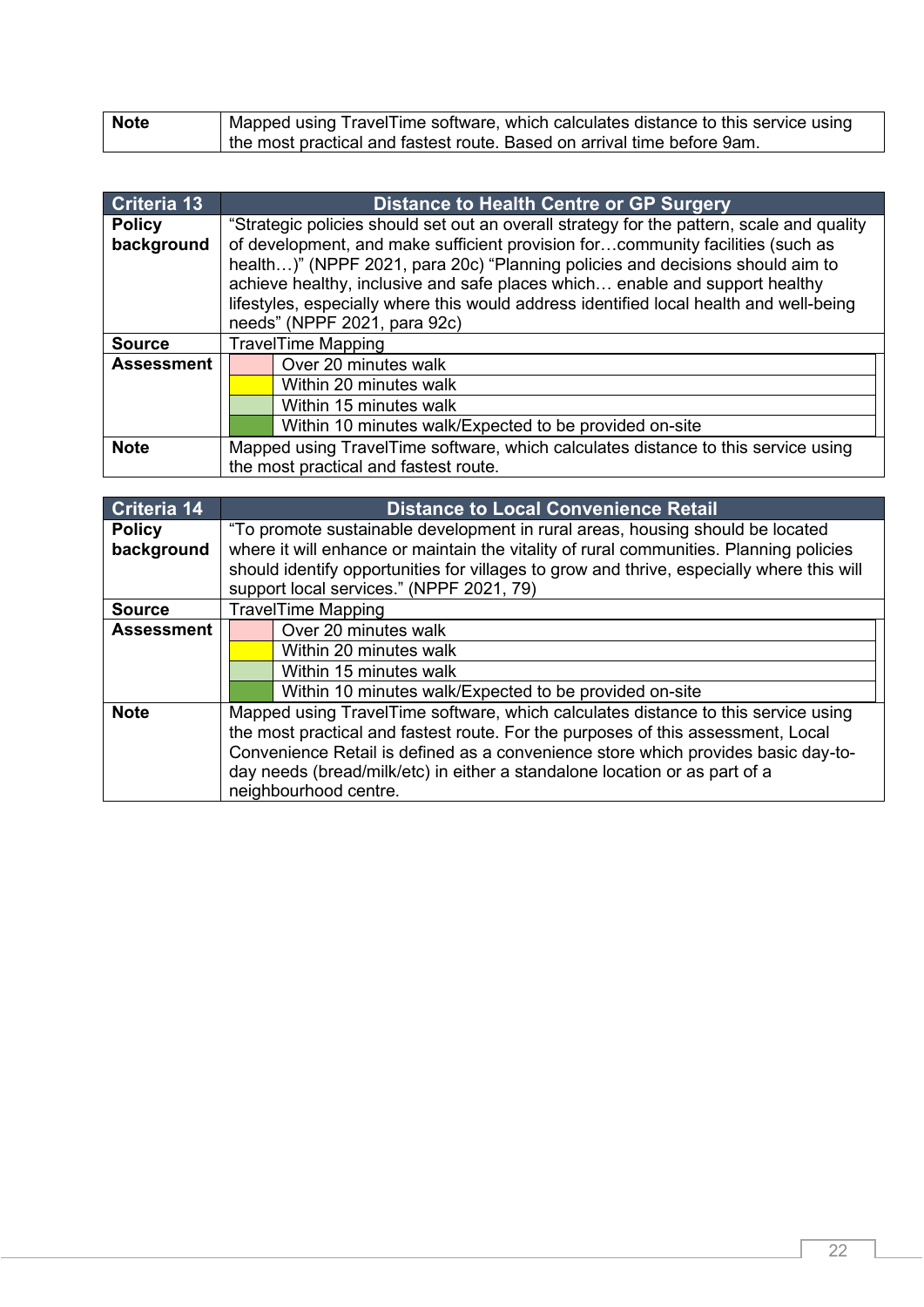| | |
|---|---|
| **Note** | Mapped using TravelTime software, which calculates distance to this service using the most practical and fastest route. Based on arrival time before 9am. |

| **Criteria 13** | **Distance to Health Centre or GP Surgery** |
|---|---|
| **Policy background** | "Strategic policies should set out an overall strategy for the pattern, scale and quality of development, and make sufficient provision for…community facilities (such as health…)" (NPPF 2021, para 20c) "Planning policies and decisions should aim to achieve healthy, inclusive and safe places which… enable and support healthy lifestyles, especially where this would address identified local health and well-being needs" (NPPF 2021, para 92c) |
| **Source** | TravelTime Mapping |
| **Assessment** | Over 20 minutes walk<br>Within 20 minutes walk<br>Within 15 minutes walk<br>Within 10 minutes walk/Expected to be provided on-site |
| **Note** | Mapped using TravelTime software, which calculates distance to this service using the most practical and fastest route. |

| **Criteria 14** | **Distance to Local Convenience Retail** |
|---|---|
| **Policy background** | "To promote sustainable development in rural areas, housing should be located where it will enhance or maintain the vitality of rural communities. Planning policies should identify opportunities for villages to grow and thrive, especially where this will support local services." (NPPF 2021, 79) |
| **Source** | TravelTime Mapping |
| **Assessment** | Over 20 minutes walk<br>Within 20 minutes walk<br>Within 15 minutes walk<br>Within 10 minutes walk/Expected to be provided on-site |
| **Note** | Mapped using TravelTime software, which calculates distance to this service using the most practical and fastest route. For the purposes of this assessment, Local Convenience Retail is defined as a convenience store which provides basic day-to-day needs (bread/milk/etc) in either a standalone location or as part of a neighbourhood centre. |